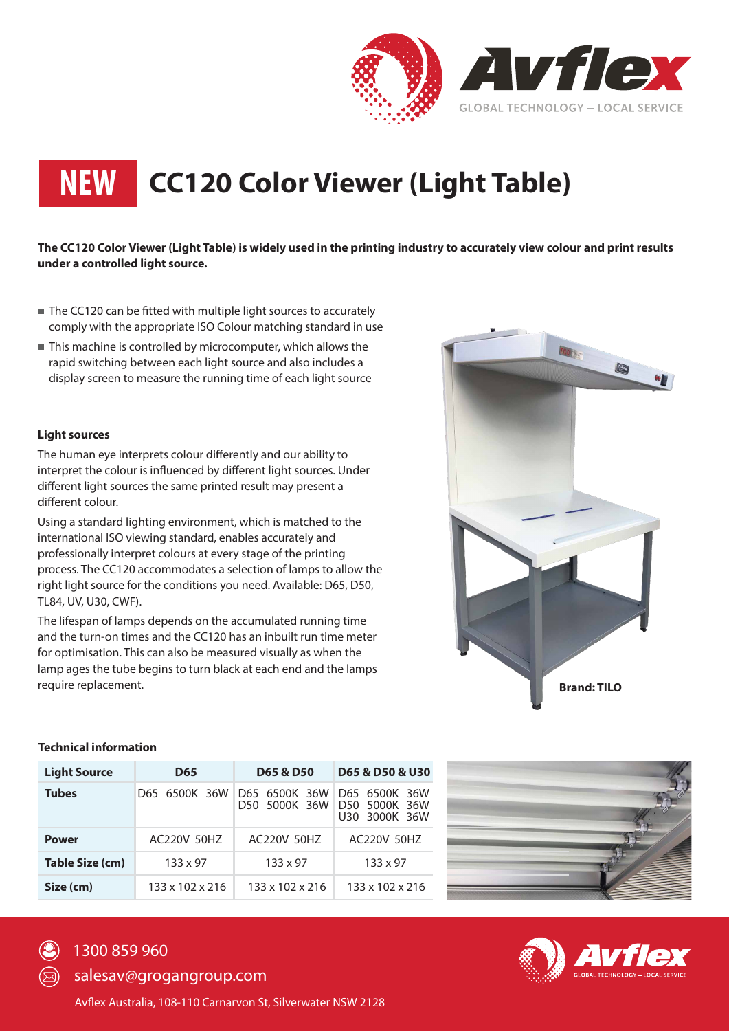GLOBAL TECHNOLOGY – LOCAL SERVICE

# NEW CC120 Color Viewer (Light Table)

**The CC120 Color Viewer (Light Table) is widely used in the printing industry to accurately view colour and print results under a controlled light source.**

- The CC120 can be fitted with multiple light sources to accurately comply with the appropriate ISO Colour matching standard in use
- This machine is controlled by microcomputer, which allows the rapid switching between each light source and also includes a display screen to measure the running time of each light source

### Light sources

The human eye interprets colour differently and our ability to interpret the colour is influenced by different light sources. Under different light sources the same printed result may present a different colour.

Using a standard lighting environment, which is matched to the international ISO viewing standard, enables accurately and professionally interpret colours at every stage of the printing process. The CC120 accommodates a selection of lamps to allow the right light source for the conditions you need. Available: D65, D50, TL84, UV, U30, CWF).

The lifespan of lamps depends on the accumulated running time and the turn-on times and the CC120 has an inbuilt run time meter for optimisation. This can also be measured visually as when the lamp ages the tube begins to turn black at each end and the lamps require replacement.

**Brand: TILO**

### Technical information

| Light Source | D65 | D65 & D50 | D65 & D50 & U30 |
|---|---|---|---|
| **Tubes** | D65 6500K 36W | D65 6500K 36W<br>D50 5000K 36W | D65 6500K 36W<br>D50 5000K 36W<br>U30 3000K 36W |
| **Power** | AC220V 50HZ | AC220V 50HZ | AC220V 50HZ |
| **Table Size (cm)** | 133 x 97 | 133 x 97 | 133 x 97 |
| **Size (cm)** | 133 x 102 x 216 | 133 x 102 x 216 | 133 x 102 x 216 |

1300 859 960

salesav@grogangroup.com

Avflex Australia, 108-110 Carnarvon St, Silverwater NSW 2128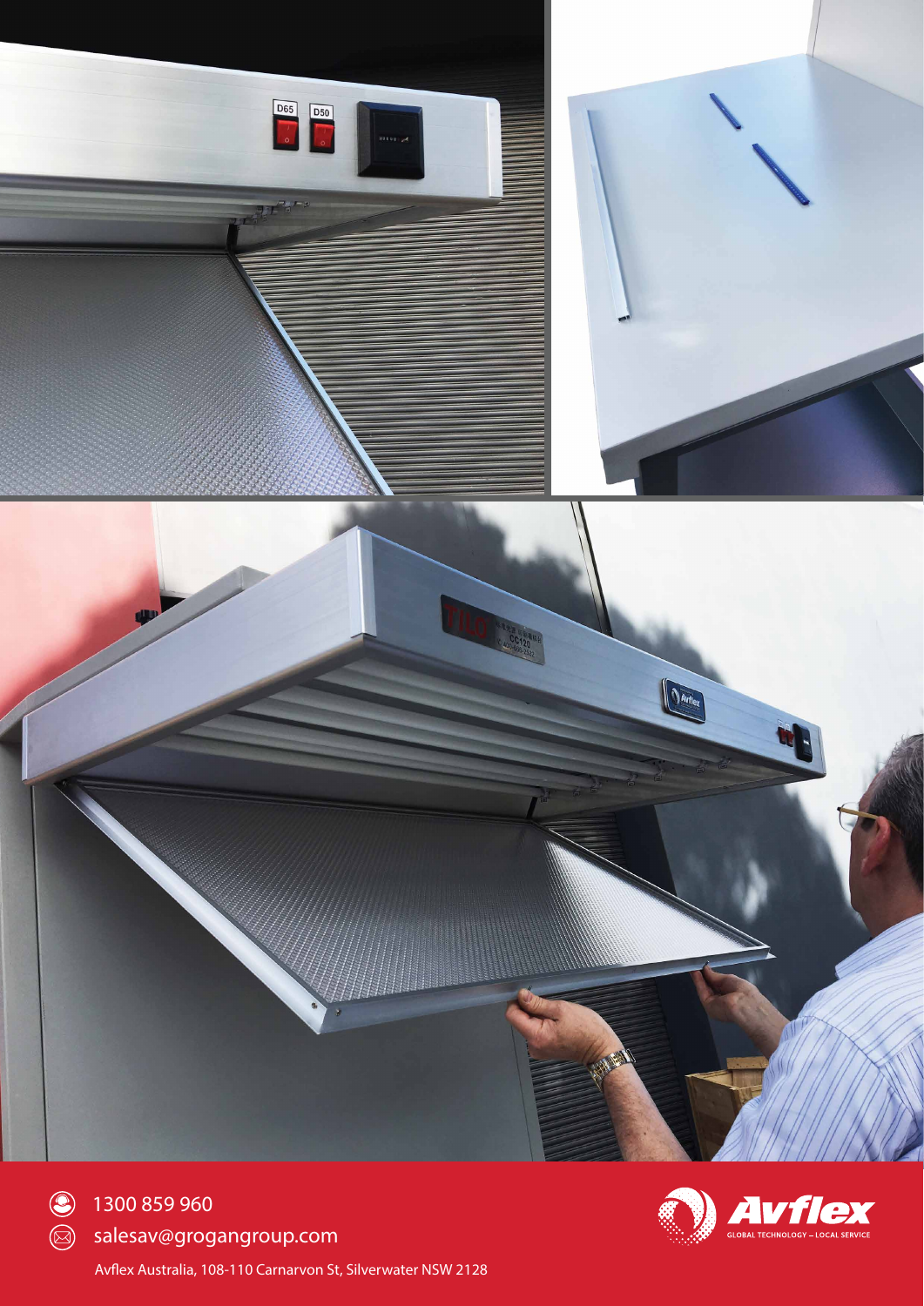1300 859 960

salesav@grogangroup.com

Avflex Australia, 108-110 Carnarvon St, Silverwater NSW 2128